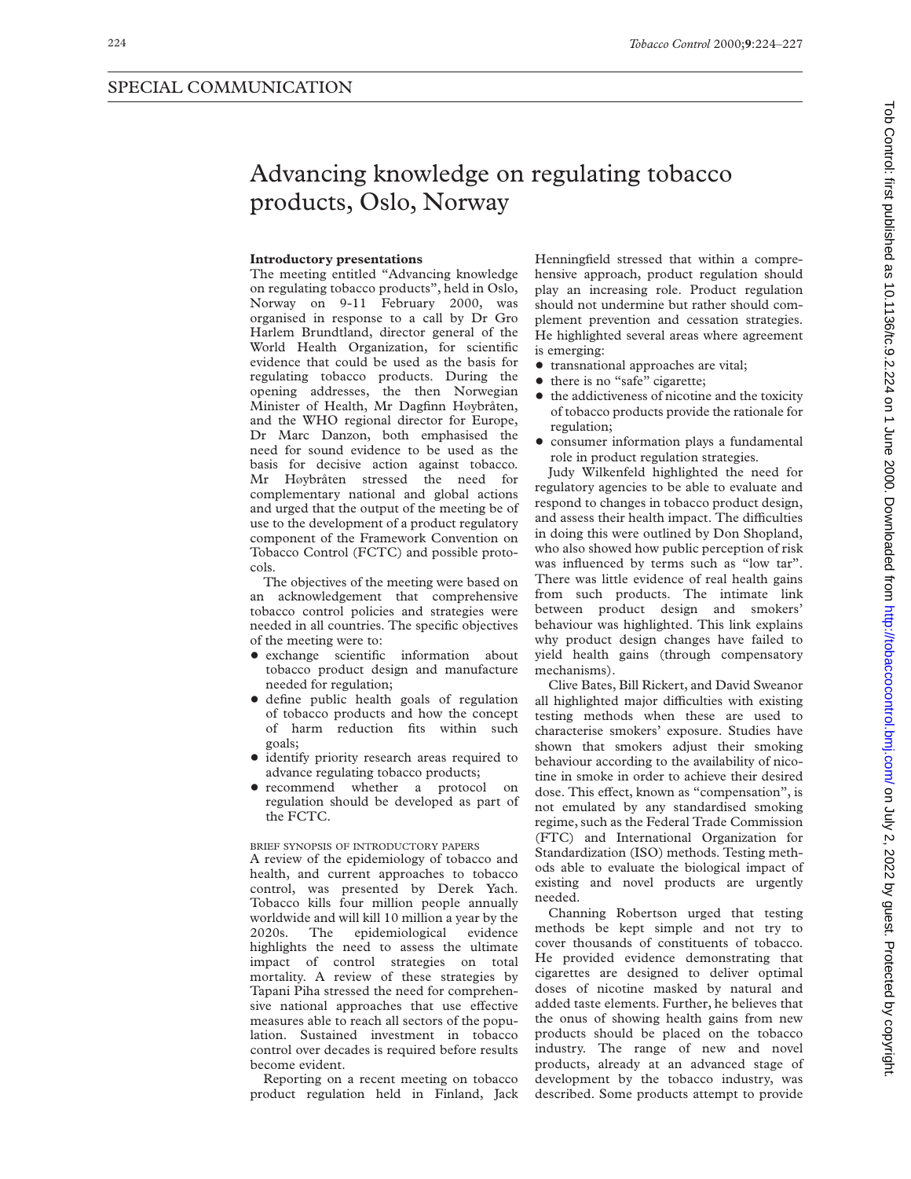SPECIAL COMMUNICATION

# Advancing knowledge on regulating tobacco products, Oslo, Norway

## Introductory presentations

The meeting entitled "Advancing knowledge on regulating tobacco products", held in Oslo, Norway on 9-11 February 2000, was organised in response to a call by Dr Gro Harlem Brundtland, director general of the World Health Organization, for scientific evidence that could be used as the basis for regulating tobacco products. During the opening addresses, the then Norwegian Minister of Health, Mr Dagfinn Høybråten, and the WHO regional director for Europe, Dr Marc Danzon, both emphasised the need for sound evidence to be used as the basis for decisive action against tobacco. Mr Høybråten stressed the need for complementary national and global actions and urged that the output of the meeting be of use to the development of a product regulatory component of the Framework Convention on Tobacco Control (FCTC) and possible protocols.

The objectives of the meeting were based on an acknowledgement that comprehensive tobacco control policies and strategies were needed in all countries. The specific objectives of the meeting were to:

- exchange scientific information about tobacco product design and manufacture needed for regulation;
- define public health goals of regulation of tobacco products and how the concept of harm reduction fits within such goals;
- identify priority research areas required to advance regulating tobacco products;
- recommend whether a protocol on regulation should be developed as part of the FCTC.

### BRIEF SYNOPSIS OF INTRODUCTORY PAPERS

A review of the epidemiology of tobacco and health, and current approaches to tobacco control, was presented by Derek Yach. Tobacco kills four million people annually worldwide and will kill 10 million a year by the 2020s. The epidemiological evidence highlights the need to assess the ultimate impact of control strategies on total mortality. A review of these strategies by Tapani Piha stressed the need for comprehensive national approaches that use effective measures able to reach all sectors of the population. Sustained investment in tobacco control over decades is required before results become evident.

Reporting on a recent meeting on tobacco product regulation held in Finland, Jack Henningfield stressed that within a comprehensive approach, product regulation should play an increasing role. Product regulation should not undermine but rather should complement prevention and cessation strategies. He highlighted several areas where agreement is emerging:

- transnational approaches are vital;
- there is no "safe" cigarette;
- the addictiveness of nicotine and the toxicity of tobacco products provide the rationale for regulation;
- consumer information plays a fundamental role in product regulation strategies.

Judy Wilkenfeld highlighted the need for regulatory agencies to be able to evaluate and respond to changes in tobacco product design, and assess their health impact. The difficulties in doing this were outlined by Don Shopland, who also showed how public perception of risk was influenced by terms such as "low tar". There was little evidence of real health gains from such products. The intimate link between product design and smokers' behaviour was highlighted. This link explains why product design changes have failed to yield health gains (through compensatory mechanisms).

Clive Bates, Bill Rickert, and David Sweanor all highlighted major difficulties with existing testing methods when these are used to characterise smokers' exposure. Studies have shown that smokers adjust their smoking behaviour according to the availability of nicotine in smoke in order to achieve their desired dose. This effect, known as "compensation", is not emulated by any standardised smoking regime, such as the Federal Trade Commission (FTC) and International Organization for Standardization (ISO) methods. Testing methods able to evaluate the biological impact of existing and novel products are urgently needed.

Channing Robertson urged that testing methods be kept simple and not try to cover thousands of constituents of tobacco. He provided evidence demonstrating that cigarettes are designed to deliver optimal doses of nicotine masked by natural and added taste elements. Further, he believes that the onus of showing health gains from new products should be placed on the tobacco industry. The range of new and novel products, already at an advanced stage of development by the tobacco industry, was described. Some products attempt to provide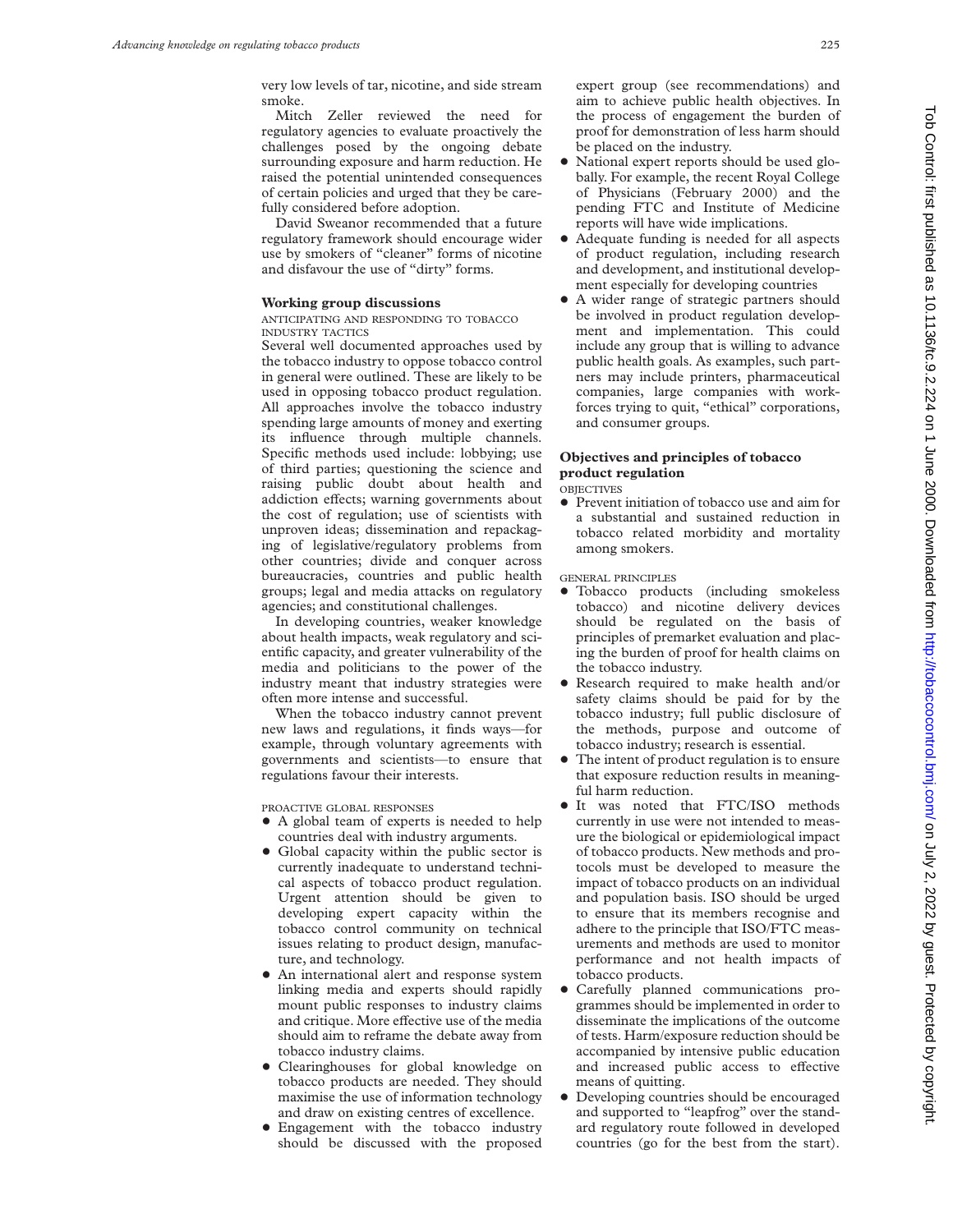very low levels of tar, nicotine, and side stream smoke.

Mitch Zeller reviewed the need for regulatory agencies to evaluate proactively the challenges posed by the ongoing debate surrounding exposure and harm reduction. He raised the potential unintended consequences of certain policies and urged that they be carefully considered before adoption.

David Sweanor recommended that a future regulatory framework should encourage wider use by smokers of "cleaner" forms of nicotine and disfavour the use of "dirty" forms.

## Working group discussions

### ANTICIPATING AND RESPONDING TO TOBACCO INDUSTRY TACTICS

Several well documented approaches used by the tobacco industry to oppose tobacco control in general were outlined. These are likely to be used in opposing tobacco product regulation. All approaches involve the tobacco industry spending large amounts of money and exerting its influence through multiple channels. Specific methods used include: lobbying; use of third parties; questioning the science and raising public doubt about health and addiction effects; warning governments about the cost of regulation; use of scientists with unproven ideas; dissemination and repackaging of legislative/regulatory problems from other countries; divide and conquer across bureaucracies, countries and public health groups; legal and media attacks on regulatory agencies; and constitutional challenges.

In developing countries, weaker knowledge about health impacts, weak regulatory and scientific capacity, and greater vulnerability of the media and politicians to the power of the industry meant that industry strategies were often more intense and successful.

When the tobacco industry cannot prevent new laws and regulations, it finds ways—for example, through voluntary agreements with governments and scientists—to ensure that regulations favour their interests.

### PROACTIVE GLOBAL RESPONSES

- A global team of experts is needed to help countries deal with industry arguments.
- Global capacity within the public sector is currently inadequate to understand technical aspects of tobacco product regulation. Urgent attention should be given to developing expert capacity within the tobacco control community on technical issues relating to product design, manufacture, and technology.
- An international alert and response system linking media and experts should rapidly mount public responses to industry claims and critique. More effective use of the media should aim to reframe the debate away from tobacco industry claims.
- Clearinghouses for global knowledge on tobacco products are needed. They should maximise the use of information technology and draw on existing centres of excellence.
- Engagement with the tobacco industry should be discussed with the proposed expert group (see recommendations) and aim to achieve public health objectives. In the process of engagement the burden of proof for demonstration of less harm should be placed on the industry.
- National expert reports should be used globally. For example, the recent Royal College of Physicians (February 2000) and the pending FTC and Institute of Medicine reports will have wide implications.
- Adequate funding is needed for all aspects of product regulation, including research and development, and institutional development especially for developing countries
- A wider range of strategic partners should be involved in product regulation development and implementation. This could include any group that is willing to advance public health goals. As examples, such partners may include printers, pharmaceutical companies, large companies with workforces trying to quit, "ethical" corporations, and consumer groups.

## Objectives and principles of tobacco product regulation

### OBJECTIVES

- Prevent initiation of tobacco use and aim for a substantial and sustained reduction in tobacco related morbidity and mortality among smokers.

### GENERAL PRINCIPLES

- Tobacco products (including smokeless tobacco) and nicotine delivery devices should be regulated on the basis of principles of premarket evaluation and placing the burden of proof for health claims on the tobacco industry.
- Research required to make health and/or safety claims should be paid for by the tobacco industry; full public disclosure of the methods, purpose and outcome of tobacco industry; research is essential.
- The intent of product regulation is to ensure that exposure reduction results in meaningful harm reduction.
- It was noted that FTC/ISO methods currently in use were not intended to measure the biological or epidemiological impact of tobacco products. New methods and protocols must be developed to measure the impact of tobacco products on an individual and population basis. ISO should be urged to ensure that its members recognise and adhere to the principle that ISO/FTC measurements and methods are used to monitor performance and not health impacts of tobacco products.
- Carefully planned communications programmes should be implemented in order to disseminate the implications of the outcome of tests. Harm/exposure reduction should be accompanied by intensive public education and increased public access to effective means of quitting.
- Developing countries should be encouraged and supported to "leapfrog" over the standard regulatory route followed in developed countries (go for the best from the start).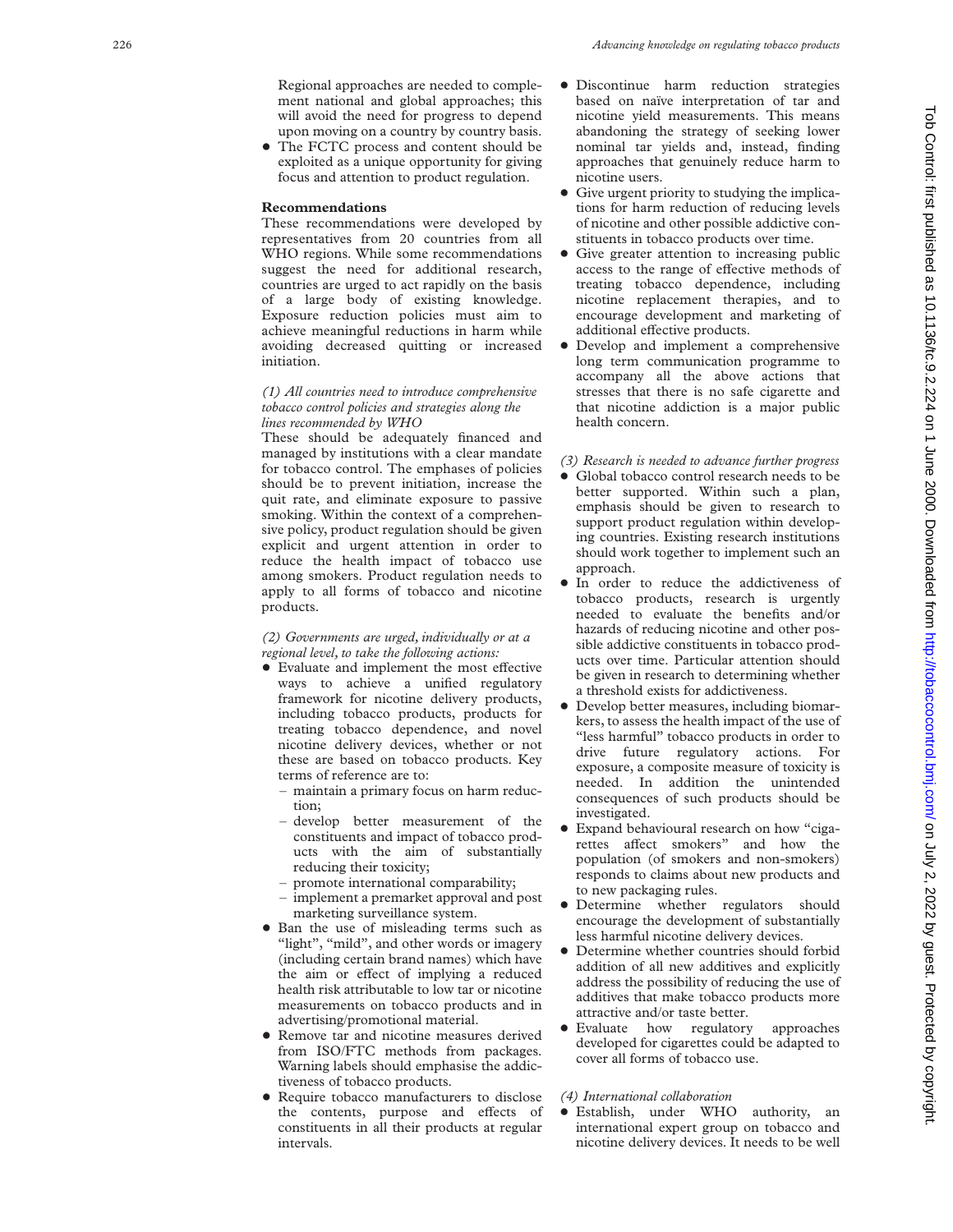Regional approaches are needed to complement national and global approaches; this will avoid the need for progress to depend upon moving on a country by country basis.

- The FCTC process and content should be exploited as a unique opportunity for giving focus and attention to product regulation.

## Recommendations

These recommendations were developed by representatives from 20 countries from all WHO regions. While some recommendations suggest the need for additional research, countries are urged to act rapidly on the basis of a large body of existing knowledge. Exposure reduction policies must aim to achieve meaningful reductions in harm while avoiding decreased quitting or increased initiation.

*(1) All countries need to introduce comprehensive tobacco control policies and strategies along the lines recommended by WHO*

These should be adequately financed and managed by institutions with a clear mandate for tobacco control. The emphases of policies should be to prevent initiation, increase the quit rate, and eliminate exposure to passive smoking. Within the context of a comprehensive policy, product regulation should be given explicit and urgent attention in order to reduce the health impact of tobacco use among smokers. Product regulation needs to apply to all forms of tobacco and nicotine products.

*(2) Governments are urged, individually or at a regional level, to take the following actions:*

- Evaluate and implement the most effective ways to achieve a unified regulatory framework for nicotine delivery products, including tobacco products, products for treating tobacco dependence, and novel nicotine delivery devices, whether or not these are based on tobacco products. Key terms of reference are to:
  - maintain a primary focus on harm reduction;
  - develop better measurement of the constituents and impact of tobacco products with the aim of substantially reducing their toxicity;
  - promote international comparability;
  - implement a premarket approval and post marketing surveillance system.
- Ban the use of misleading terms such as "light", "mild", and other words or imagery (including certain brand names) which have the aim or effect of implying a reduced health risk attributable to low tar or nicotine measurements on tobacco products and in advertising/promotional material.
- Remove tar and nicotine measures derived from ISO/FTC methods from packages. Warning labels should emphasise the addictiveness of tobacco products.
- Require tobacco manufacturers to disclose the contents, purpose and effects of constituents in all their products at regular intervals.
- Discontinue harm reduction strategies based on naïve interpretation of tar and nicotine yield measurements. This means abandoning the strategy of seeking lower nominal tar yields and, instead, finding approaches that genuinely reduce harm to nicotine users.
- Give urgent priority to studying the implications for harm reduction of reducing levels of nicotine and other possible addictive constituents in tobacco products over time.
- Give greater attention to increasing public access to the range of effective methods of treating tobacco dependence, including nicotine replacement therapies, and to encourage development and marketing of additional effective products.
- Develop and implement a comprehensive long term communication programme to accompany all the above actions that stresses that there is no safe cigarette and that nicotine addiction is a major public health concern.

*(3) Research is needed to advance further progress*

- Global tobacco control research needs to be better supported. Within such a plan, emphasis should be given to research to support product regulation within developing countries. Existing research institutions should work together to implement such an approach.
- In order to reduce the addictiveness of tobacco products, research is urgently needed to evaluate the benefits and/or hazards of reducing nicotine and other possible addictive constituents in tobacco products over time. Particular attention should be given in research to determining whether a threshold exists for addictiveness.
- Develop better measures, including biomarkers, to assess the health impact of the use of "less harmful" tobacco products in order to drive future regulatory actions. For exposure, a composite measure of toxicity is needed. In addition the unintended consequences of such products should be investigated.
- Expand behavioural research on how "cigarettes affect smokers" and how the population (of smokers and non-smokers) responds to claims about new products and to new packaging rules.
- Determine whether regulators should encourage the development of substantially less harmful nicotine delivery devices.
- Determine whether countries should forbid addition of all new additives and explicitly address the possibility of reducing the use of additives that make tobacco products more attractive and/or taste better.
- Evaluate how regulatory approaches developed for cigarettes could be adapted to cover all forms of tobacco use.

*(4) International collaboration*

- Establish, under WHO authority, an international expert group on tobacco and nicotine delivery devices. It needs to be well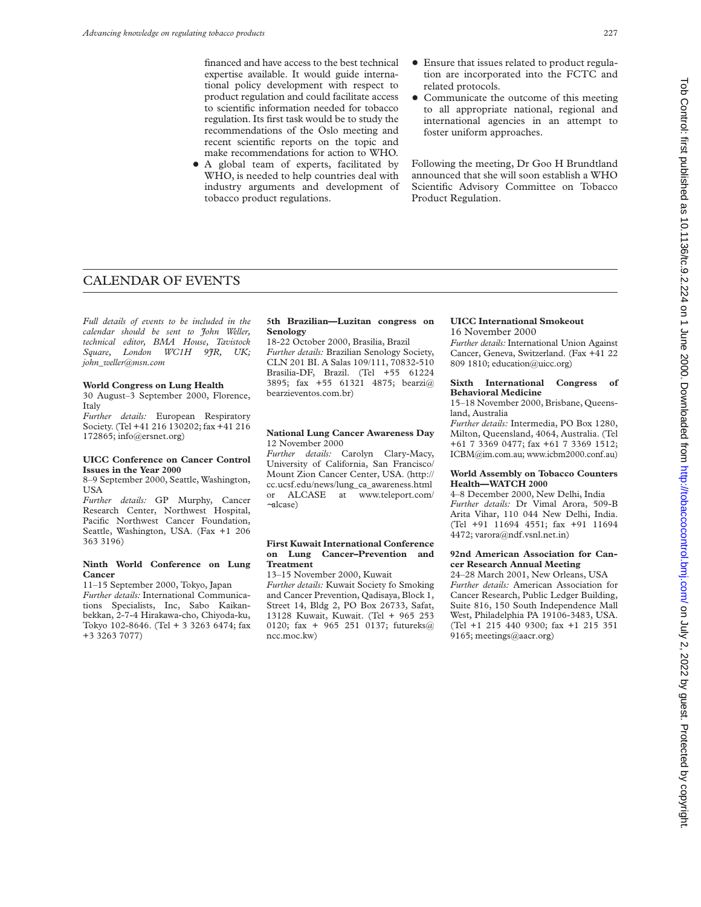financed and have access to the best technical expertise available. It would guide international policy development with respect to product regulation and could facilitate access to scientific information needed for tobacco regulation. Its first task would be to study the recommendations of the Oslo meeting and recent scientific reports on the topic and make recommendations for action to WHO.

- A global team of experts, facilitated by WHO, is needed to help countries deal with industry arguments and development of tobacco product regulations.
- Ensure that issues related to product regulation are incorporated into the FCTC and related protocols.
- Communicate the outcome of this meeting to all appropriate national, regional and international agencies in an attempt to foster uniform approaches.

Following the meeting, Dr Goo H Brundtland announced that she will soon establish a WHO Scientific Advisory Committee on Tobacco Product Regulation.

# CALENDAR OF EVENTS

*Full details of events to be included in the calendar should be sent to John Weller, technical editor, BMA House, Tavistock Square, London WC1H 9JR, UK; john_weller@msn.com*

**World Congress on Lung Health**
30 August–3 September 2000, Florence, Italy
*Further details:* European Respiratory Society. (Tel +41 216 130202; fax +41 216 172865; info@ersnet.org)

**UICC Conference on Cancer Control Issues in the Year 2000**
8–9 September 2000, Seattle, Washington, USA
*Further details:* GP Murphy, Cancer Research Center, Northwest Hospital, Pacific Northwest Cancer Foundation, Seattle, Washington, USA. (Fax +1 206 363 3196)

**Ninth World Conference on Lung Cancer**
11–15 September 2000, Tokyo, Japan
*Further details:* International Communications Specialists, Inc, Sabo Kaikanbekkan, 2-7-4 Hirakawa-cho, Chiyoda-ku, Tokyo 102-8646. (Tel + 3 3263 6474; fax +3 3263 7077)

**5th Brazilian—Luzitan congress on Senology**
18-22 October 2000, Brasilia, Brazil
*Further details:* Brazilian Senology Society, CLN 201 BI. A Salas 109/111, 70832-510 Brasilia-DF, Brazil. (Tel +55 61224 3895; fax +55 61321 4875; bearzi@bearzieventos.com.br)

**National Lung Cancer Awareness Day**
12 November 2000
*Further details:* Carolyn Clary-Macy, University of California, San Francisco/Mount Zion Cancer Center, USA. (http://cc.ucsf.edu/news/lung_ca_awareness.html or ALCASE at www.teleport.com/~alcase)

**First Kuwait International Conference on Lung Cancer–Prevention and Treatment**
13–15 November 2000, Kuwait
*Further details:* Kuwait Society fo Smoking and Cancer Prevention, Qadisaya, Block 1, Street 14, Bldg 2, PO Box 26733, Safat, 13128 Kuwait, Kuwait. (Tel + 965 253 0120; fax + 965 251 0137; futureks@ncc.moc.kw)

**UICC International Smokeout**
16 November 2000
*Further details:* International Union Against Cancer, Geneva, Switzerland. (Fax +41 22 809 1810; education@uicc.org)

**Sixth International Congress of Behavioral Medicine**
15–18 November 2000, Brisbane, Queensland, Australia
*Further details:* Intermedia, PO Box 1280, Milton, Queensland, 4064, Australia. (Tel +61 7 3369 0477; fax +61 7 3369 1512; ICBM@im.com.au; www.icbm2000.conf.au)

**World Assembly on Tobacco Counters Health—WATCH 2000**
4–8 December 2000, New Delhi, India
*Further details:* Dr Vimal Arora, 509-B Arita Vihar, 110 044 New Delhi, India. (Tel +91 11694 4551; fax +91 11694 4472; varora@ndf.vsnl.net.in)

**92nd American Association for Cancer Research Annual Meeting**
24–28 March 2001, New Orleans, USA
*Further details:* American Association for Cancer Research, Public Ledger Building, Suite 816, 150 South Independence Mall West, Philadelphia PA 19106-3483, USA. (Tel +1 215 440 9300; fax +1 215 351 9165; meetings@aacr.org)